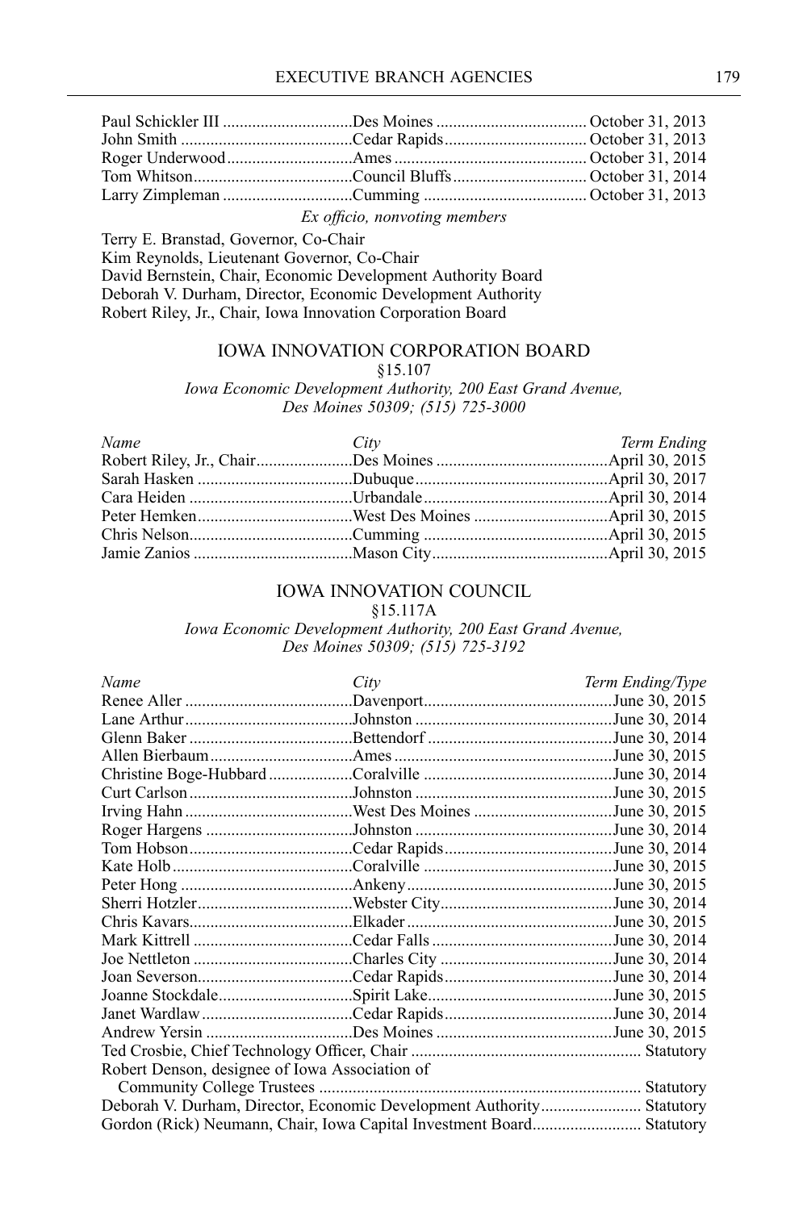| | | |
|---|---|---|
| Paul Schickler III | Des Moines | October 31, 2013 |
| John Smith | Cedar Rapids | October 31, 2013 |
| Roger Underwood | Ames | October 31, 2014 |
| Tom Whitson | Council Bluffs | October 31, 2014 |
| Larry Zimpleman | Cumming | October 31, 2013 |

*Ex officio, nonvoting members*

Terry E. Branstad, Governor, Co-Chair
Kim Reynolds, Lieutenant Governor, Co-Chair
David Bernstein, Chair, Economic Development Authority Board
Deborah V. Durham, Director, Economic Development Authority
Robert Riley, Jr., Chair, Iowa Innovation Corporation Board

## IOWA INNOVATION CORPORATION BOARD

§15.107

*Iowa Economic Development Authority, 200 East Grand Avenue, Des Moines 50309; (515) 725-3000*

| *Name* | *City* | *Term Ending* |
|---|---|---|
| Robert Riley, Jr., Chair | Des Moines | April 30, 2015 |
| Sarah Hasken | Dubuque | April 30, 2017 |
| Cara Heiden | Urbandale | April 30, 2014 |
| Peter Hemken | West Des Moines | April 30, 2015 |
| Chris Nelson | Cumming | April 30, 2015 |
| Jamie Zanios | Mason City | April 30, 2015 |

## IOWA INNOVATION COUNCIL

§15.117A

*Iowa Economic Development Authority, 200 East Grand Avenue, Des Moines 50309; (515) 725-3192*

| *Name* | *City* | *Term Ending/Type* |
|---|---|---|
| Renee Aller | Davenport | June 30, 2015 |
| Lane Arthur | Johnston | June 30, 2014 |
| Glenn Baker | Bettendorf | June 30, 2014 |
| Allen Bierbaum | Ames | June 30, 2015 |
| Christine Boge-Hubbard | Coralville | June 30, 2014 |
| Curt Carlson | Johnston | June 30, 2015 |
| Irving Hahn | West Des Moines | June 30, 2015 |
| Roger Hargens | Johnston | June 30, 2014 |
| Tom Hobson | Cedar Rapids | June 30, 2014 |
| Kate Holb | Coralville | June 30, 2015 |
| Peter Hong | Ankeny | June 30, 2015 |
| Sherri Hotzler | Webster City | June 30, 2014 |
| Chris Kavars | Elkader | June 30, 2015 |
| Mark Kittrell | Cedar Falls | June 30, 2014 |
| Joe Nettleton | Charles City | June 30, 2014 |
| Joan Severson | Cedar Rapids | June 30, 2014 |
| Joanne Stockdale | Spirit Lake | June 30, 2015 |
| Janet Wardlaw | Cedar Rapids | June 30, 2014 |
| Andrew Yersin | Des Moines | June 30, 2015 |
| Ted Crosbie, Chief Technology Officer, Chair | | Statutory |
| Robert Denson, designee of Iowa Association of Community College Trustees | | Statutory |
| Deborah V. Durham, Director, Economic Development Authority | | Statutory |
| Gordon (Rick) Neumann, Chair, Iowa Capital Investment Board | | Statutory |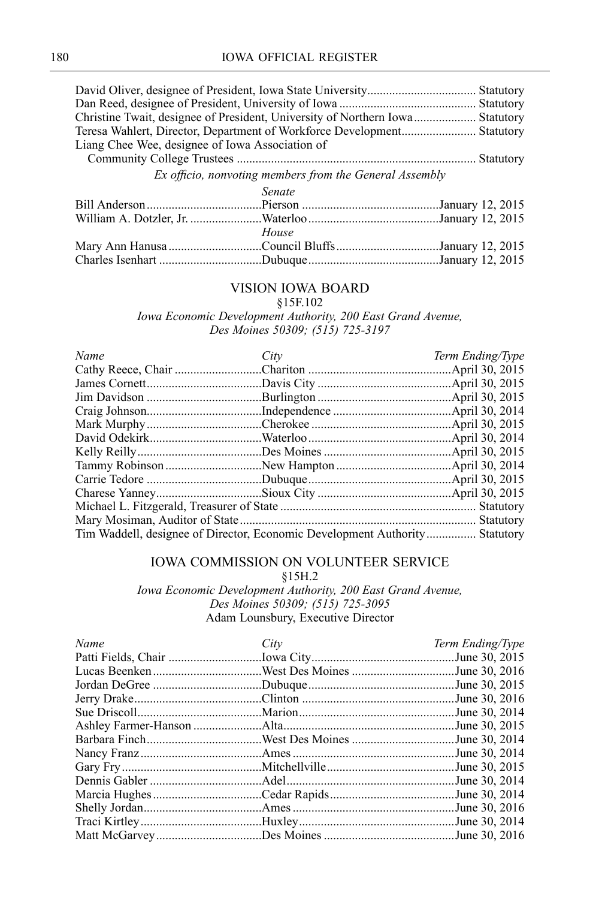| | |
|---|---|
| David Oliver, designee of President, Iowa State University | Statutory |
| Dan Reed, designee of President, University of Iowa | Statutory |
| Christine Twait, designee of President, University of Northern Iowa | Statutory |
| Teresa Wahlert, Director, Department of Workforce Development | Statutory |
| Liang Chee Wee, designee of Iowa Association of Community College Trustees | Statutory |

*Ex officio, nonvoting members from the General Assembly*

| | | |
|---|---|---|
| | *Senate* | |
| Bill Anderson | Pierson | January 12, 2015 |
| William A. Dotzler, Jr. | Waterloo | January 12, 2015 |
| | *House* | |
| Mary Ann Hanusa | Council Bluffs | January 12, 2015 |
| Charles Isenhart | Dubuque | January 12, 2015 |

## VISION IOWA BOARD

§15F.102

*Iowa Economic Development Authority, 200 East Grand Avenue, Des Moines 50309; (515) 725-3197*

| *Name* | *City* | *Term Ending/Type* |
|---|---|---|
| Cathy Reece, Chair | Chariton | April 30, 2015 |
| James Cornett | Davis City | April 30, 2015 |
| Jim Davidson | Burlington | April 30, 2015 |
| Craig Johnson | Independence | April 30, 2014 |
| Mark Murphy | Cherokee | April 30, 2015 |
| David Odekirk | Waterloo | April 30, 2014 |
| Kelly Reilly | Des Moines | April 30, 2015 |
| Tammy Robinson | New Hampton | April 30, 2014 |
| Carrie Tedore | Dubuque | April 30, 2015 |
| Charese Yanney | Sioux City | April 30, 2015 |
| Michael L. Fitzgerald, Treasurer of State | | Statutory |
| Mary Mosiman, Auditor of State | | Statutory |
| Tim Waddell, designee of Director, Economic Development Authority | | Statutory |

## IOWA COMMISSION ON VOLUNTEER SERVICE

§15H.2

*Iowa Economic Development Authority, 200 East Grand Avenue, Des Moines 50309; (515) 725-3095*

Adam Lounsbury, Executive Director

| *Name* | *City* | *Term Ending/Type* |
|---|---|---|
| Patti Fields, Chair | Iowa City | June 30, 2015 |
| Lucas Beenken | West Des Moines | June 30, 2016 |
| Jordan DeGree | Dubuque | June 30, 2015 |
| Jerry Drake | Clinton | June 30, 2016 |
| Sue Driscoll | Marion | June 30, 2014 |
| Ashley Farmer-Hanson | Alta | June 30, 2015 |
| Barbara Finch | West Des Moines | June 30, 2014 |
| Nancy Franz | Ames | June 30, 2014 |
| Gary Fry | Mitchellville | June 30, 2015 |
| Dennis Gabler | Adel | June 30, 2014 |
| Marcia Hughes | Cedar Rapids | June 30, 2014 |
| Shelly Jordan | Ames | June 30, 2016 |
| Traci Kirtley | Huxley | June 30, 2014 |
| Matt McGarvey | Des Moines | June 30, 2016 |